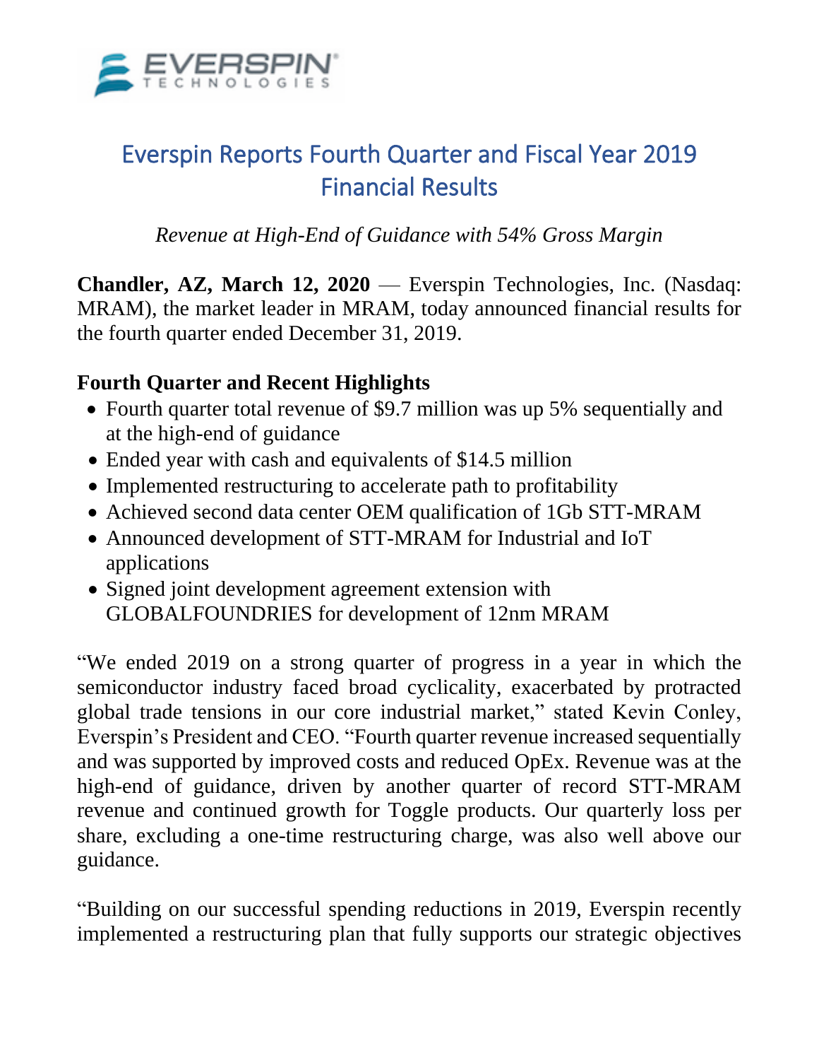# Everspin Reports Fourth Quarter and Fiscal Year 2019 Financial Results

*Revenue at High-End of Guidance with 54% Gross Margin*

**Chandler, AZ, March 12, 2020** — Everspin Technologies, Inc. (Nasdaq: MRAM), the market leader in MRAM, today announced financial results for the fourth quarter ended December 31, 2019.

**Fourth Quarter and Recent Highlights**

- Fourth quarter total revenue of $9.7 million was up 5% sequentially and at the high-end of guidance
- Ended year with cash and equivalents of $14.5 million
- Implemented restructuring to accelerate path to profitability
- Achieved second data center OEM qualification of 1Gb STT-MRAM
- Announced development of STT-MRAM for Industrial and IoT applications
- Signed joint development agreement extension with GLOBALFOUNDRIES for development of 12nm MRAM

"We ended 2019 on a strong quarter of progress in a year in which the semiconductor industry faced broad cyclicality, exacerbated by protracted global trade tensions in our core industrial market," stated Kevin Conley, Everspin's President and CEO. "Fourth quarter revenue increased sequentially and was supported by improved costs and reduced OpEx. Revenue was at the high-end of guidance, driven by another quarter of record STT-MRAM revenue and continued growth for Toggle products. Our quarterly loss per share, excluding a one-time restructuring charge, was also well above our guidance.

"Building on our successful spending reductions in 2019, Everspin recently implemented a restructuring plan that fully supports our strategic objectives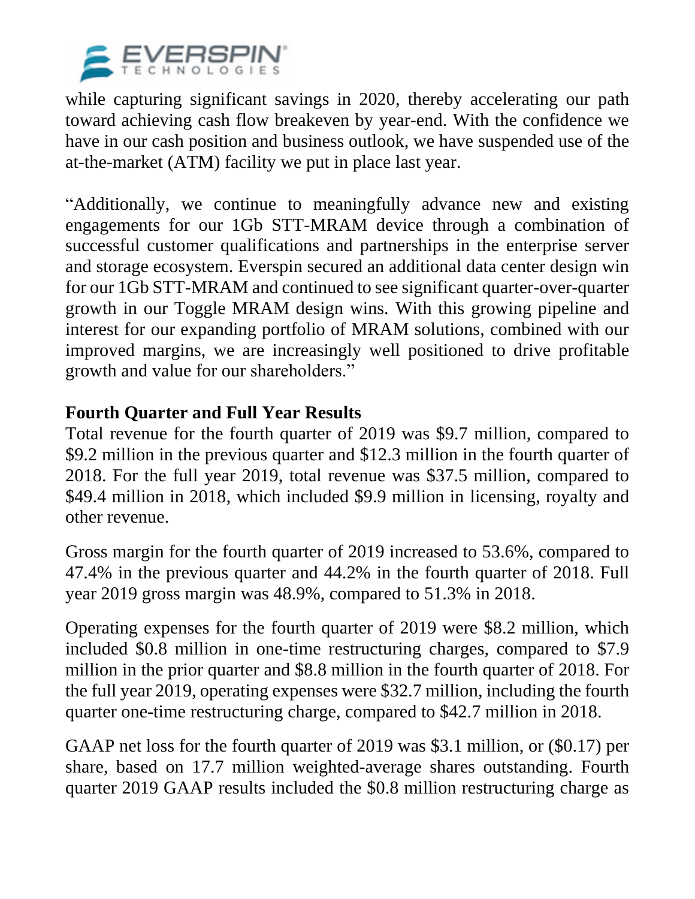while capturing significant savings in 2020, thereby accelerating our path toward achieving cash flow breakeven by year-end. With the confidence we have in our cash position and business outlook, we have suspended use of the at-the-market (ATM) facility we put in place last year.

"Additionally, we continue to meaningfully advance new and existing engagements for our 1Gb STT-MRAM device through a combination of successful customer qualifications and partnerships in the enterprise server and storage ecosystem. Everspin secured an additional data center design win for our 1Gb STT-MRAM and continued to see significant quarter-over-quarter growth in our Toggle MRAM design wins. With this growing pipeline and interest for our expanding portfolio of MRAM solutions, combined with our improved margins, we are increasingly well positioned to drive profitable growth and value for our shareholders."

**Fourth Quarter and Full Year Results**

Total revenue for the fourth quarter of 2019 was $9.7 million, compared to $9.2 million in the previous quarter and $12.3 million in the fourth quarter of 2018. For the full year 2019, total revenue was $37.5 million, compared to $49.4 million in 2018, which included $9.9 million in licensing, royalty and other revenue.

Gross margin for the fourth quarter of 2019 increased to 53.6%, compared to 47.4% in the previous quarter and 44.2% in the fourth quarter of 2018. Full year 2019 gross margin was 48.9%, compared to 51.3% in 2018.

Operating expenses for the fourth quarter of 2019 were $8.2 million, which included $0.8 million in one-time restructuring charges, compared to $7.9 million in the prior quarter and $8.8 million in the fourth quarter of 2018. For the full year 2019, operating expenses were $32.7 million, including the fourth quarter one-time restructuring charge, compared to $42.7 million in 2018.

GAAP net loss for the fourth quarter of 2019 was $3.1 million, or ($0.17) per share, based on 17.7 million weighted-average shares outstanding. Fourth quarter 2019 GAAP results included the $0.8 million restructuring charge as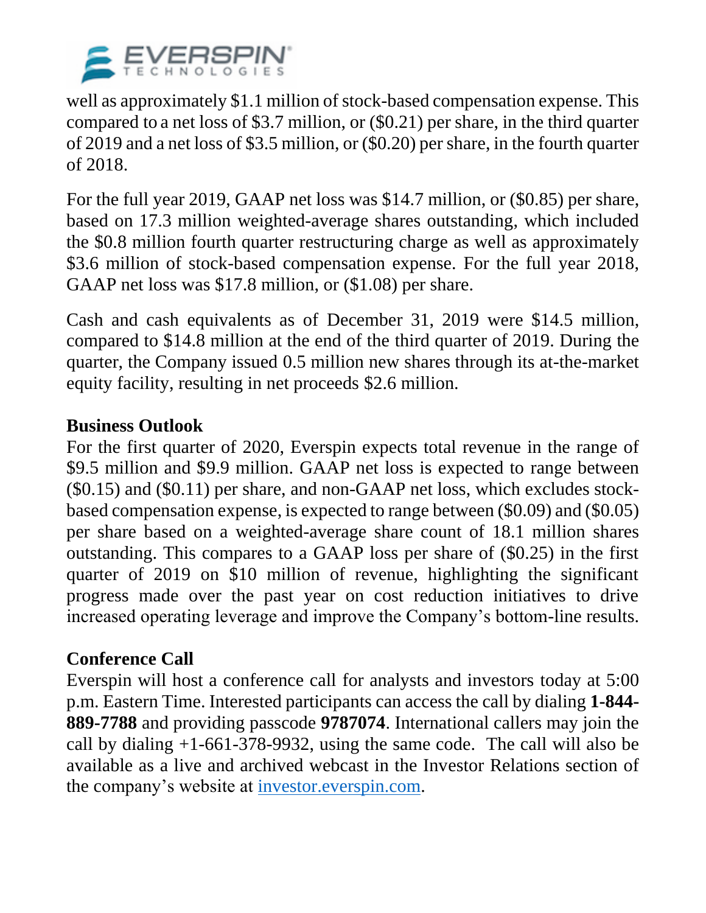well as approximately $1.1 million of stock-based compensation expense. This compared to a net loss of $3.7 million, or ($0.21) per share, in the third quarter of 2019 and a net loss of $3.5 million, or ($0.20) per share, in the fourth quarter of 2018.

For the full year 2019, GAAP net loss was $14.7 million, or ($0.85) per share, based on 17.3 million weighted-average shares outstanding, which included the $0.8 million fourth quarter restructuring charge as well as approximately $3.6 million of stock-based compensation expense. For the full year 2018, GAAP net loss was $17.8 million, or ($1.08) per share.

Cash and cash equivalents as of December 31, 2019 were $14.5 million, compared to $14.8 million at the end of the third quarter of 2019. During the quarter, the Company issued 0.5 million new shares through its at-the-market equity facility, resulting in net proceeds $2.6 million.

**Business Outlook**

For the first quarter of 2020, Everspin expects total revenue in the range of $9.5 million and $9.9 million. GAAP net loss is expected to range between ($0.15) and ($0.11) per share, and non-GAAP net loss, which excludes stock-based compensation expense, is expected to range between ($0.09) and ($0.05) per share based on a weighted-average share count of 18.1 million shares outstanding. This compares to a GAAP loss per share of ($0.25) in the first quarter of 2019 on $10 million of revenue, highlighting the significant progress made over the past year on cost reduction initiatives to drive increased operating leverage and improve the Company's bottom-line results.

**Conference Call**

Everspin will host a conference call for analysts and investors today at 5:00 p.m. Eastern Time. Interested participants can access the call by dialing **1-844-889-7788** and providing passcode **9787074**. International callers may join the call by dialing +1-661-378-9932, using the same code. The call will also be available as a live and archived webcast in the Investor Relations section of the company's website at [investor.everspin.com](investor.everspin.com).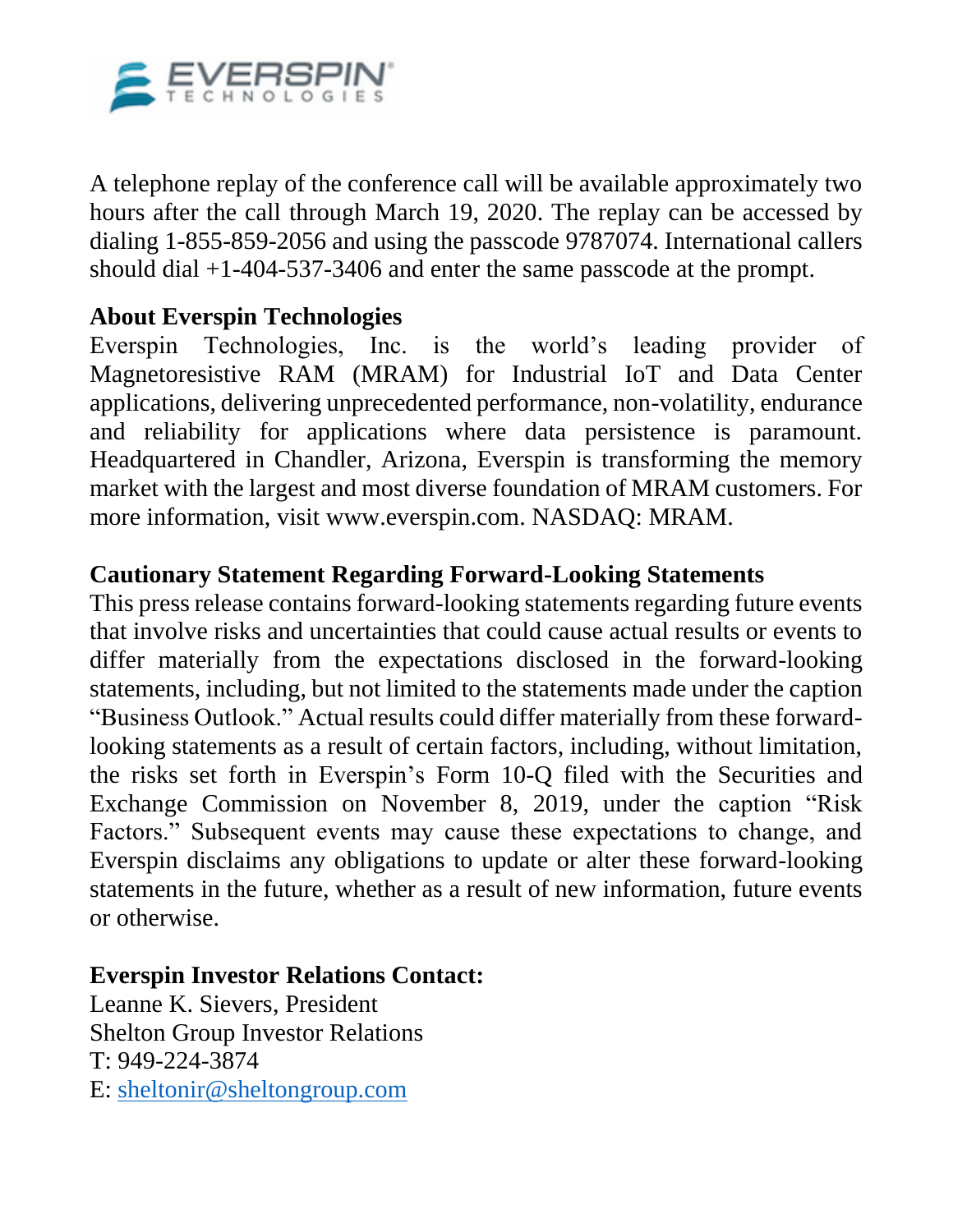A telephone replay of the conference call will be available approximately two hours after the call through March 19, 2020. The replay can be accessed by dialing 1-855-859-2056 and using the passcode 9787074. International callers should dial +1-404-537-3406 and enter the same passcode at the prompt.

**About Everspin Technologies**

Everspin Technologies, Inc. is the world's leading provider of Magnetoresistive RAM (MRAM) for Industrial IoT and Data Center applications, delivering unprecedented performance, non-volatility, endurance and reliability for applications where data persistence is paramount. Headquartered in Chandler, Arizona, Everspin is transforming the memory market with the largest and most diverse foundation of MRAM customers. For more information, visit www.everspin.com. NASDAQ: MRAM.

**Cautionary Statement Regarding Forward-Looking Statements**

This press release contains forward-looking statements regarding future events that involve risks and uncertainties that could cause actual results or events to differ materially from the expectations disclosed in the forward-looking statements, including, but not limited to the statements made under the caption "Business Outlook." Actual results could differ materially from these forward-looking statements as a result of certain factors, including, without limitation, the risks set forth in Everspin's Form 10-Q filed with the Securities and Exchange Commission on November 8, 2019, under the caption "Risk Factors." Subsequent events may cause these expectations to change, and Everspin disclaims any obligations to update or alter these forward-looking statements in the future, whether as a result of new information, future events or otherwise.

**Everspin Investor Relations Contact:**

Leanne K. Sievers, President
Shelton Group Investor Relations
T: 949-224-3874
E: sheltonir@sheltongroup.com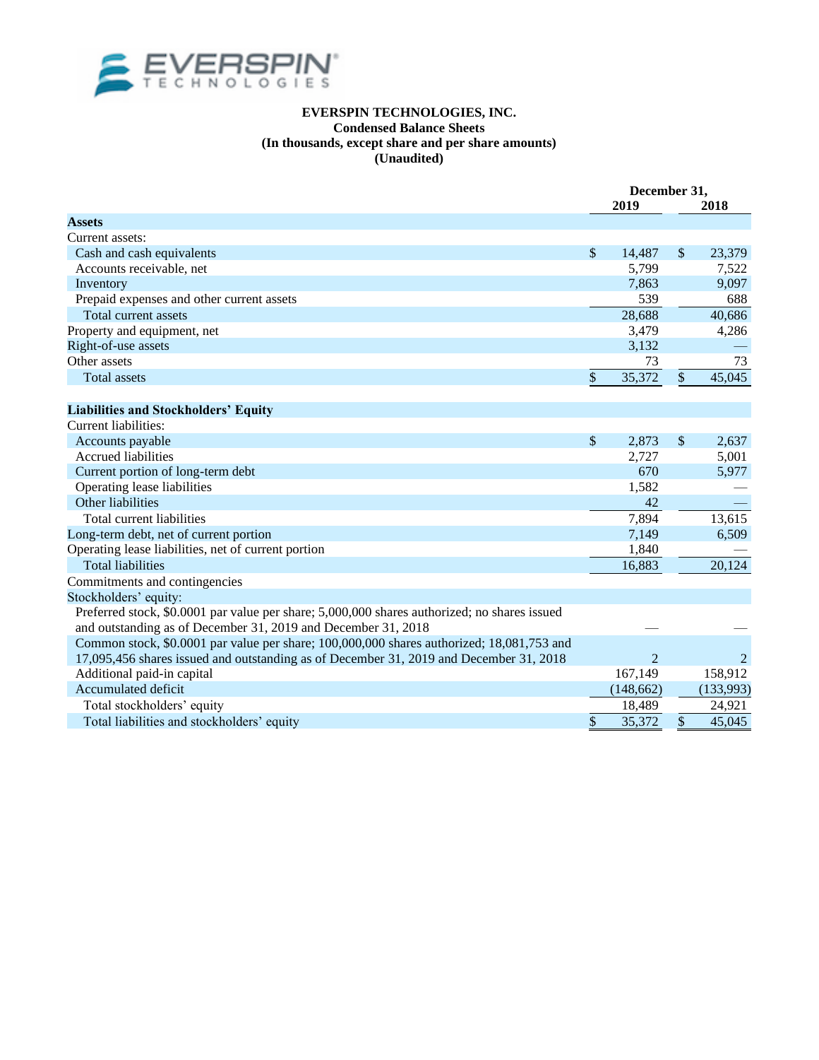**EVERSPIN TECHNOLOGIES, INC.**
**Condensed Balance Sheets**
**(In thousands, except share and per share amounts)**
**(Unaudited)**

| | December 31, 2019 | December 31, 2018 |
|---|---|---|
| **Assets** | | |
| Current assets: | | |
| Cash and cash equivalents | $ 14,487 | $ 23,379 |
| Accounts receivable, net | 5,799 | 7,522 |
| Inventory | 7,863 | 9,097 |
| Prepaid expenses and other current assets | 539 | 688 |
| Total current assets | 28,688 | 40,686 |
| Property and equipment, net | 3,479 | 4,286 |
| Right-of-use assets | 3,132 | — |
| Other assets | 73 | 73 |
| Total assets | $ 35,372 | $ 45,045 |
| **Liabilities and Stockholders' Equity** | | |
| Current liabilities: | | |
| Accounts payable | $ 2,873 | $ 2,637 |
| Accrued liabilities | 2,727 | 5,001 |
| Current portion of long-term debt | 670 | 5,977 |
| Operating lease liabilities | 1,582 | — |
| Other liabilities | 42 | — |
| Total current liabilities | 7,894 | 13,615 |
| Long-term debt, net of current portion | 7,149 | 6,509 |
| Operating lease liabilities, net of current portion | 1,840 | — |
| Total liabilities | 16,883 | 20,124 |
| Commitments and contingencies | | |
| Stockholders' equity: | | |
| Preferred stock, $0.0001 par value per share; 5,000,000 shares authorized; no shares issued and outstanding as of December 31, 2019 and December 31, 2018 | — | — |
| Common stock, $0.0001 par value per share; 100,000,000 shares authorized; 18,081,753 and 17,095,456 shares issued and outstanding as of December 31, 2019 and December 31, 2018 | 2 | 2 |
| Additional paid-in capital | 167,149 | 158,912 |
| Accumulated deficit | (148,662) | (133,993) |
| Total stockholders' equity | 18,489 | 24,921 |
| Total liabilities and stockholders' equity | $ 35,372 | $ 45,045 |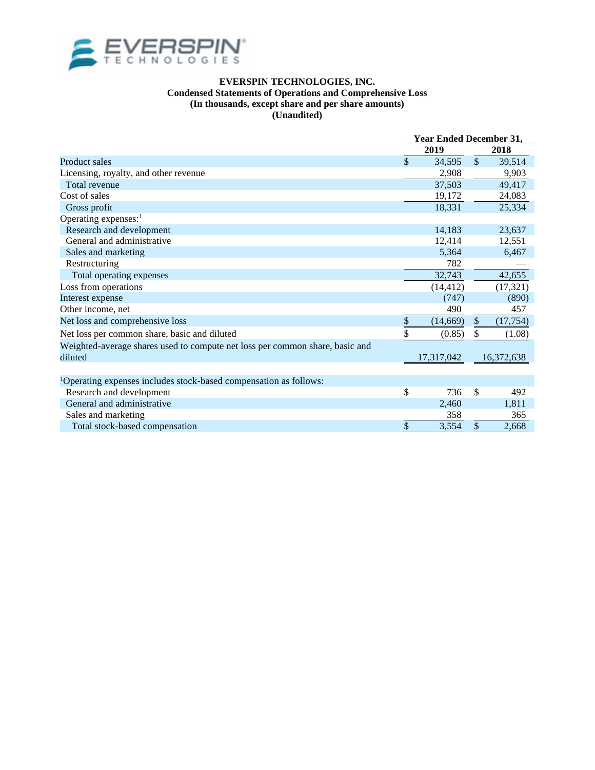**EVERSPIN TECHNOLOGIES, INC.**
**Condensed Statements of Operations and Comprehensive Loss**
**(In thousands, except share and per share amounts)**
**(Unaudited)**

| | Year Ended December 31, | |
|---|---|---|
| | 2019 | 2018 |
| Product sales | $ 34,595 | $ 39,514 |
| Licensing, royalty, and other revenue | 2,908 | 9,903 |
| Total revenue | 37,503 | 49,417 |
| Cost of sales | 19,172 | 24,083 |
| Gross profit | 18,331 | 25,334 |
| Operating expenses:[1] | | |
| Research and development | 14,183 | 23,637 |
| General and administrative | 12,414 | 12,551 |
| Sales and marketing | 5,364 | 6,467 |
| Restructuring | 782 | — |
| Total operating expenses | 32,743 | 42,655 |
| Loss from operations | (14,412) | (17,321) |
| Interest expense | (747) | (890) |
| Other income, net | 490 | 457 |
| Net loss and comprehensive loss | $ (14,669) | $ (17,754) |
| Net loss per common share, basic and diluted | $ (0.85) | $ (1.08) |
| Weighted-average shares used to compute net loss per common share, basic and diluted | 17,317,042 | 16,372,638 |

| [1]Operating expenses includes stock-based compensation as follows: | | |
|---|---|---|
| Research and development | $ 736 | $ 492 |
| General and administrative | 2,460 | 1,811 |
| Sales and marketing | 358 | 365 |
| Total stock-based compensation | $ 3,554 | $ 2,668 |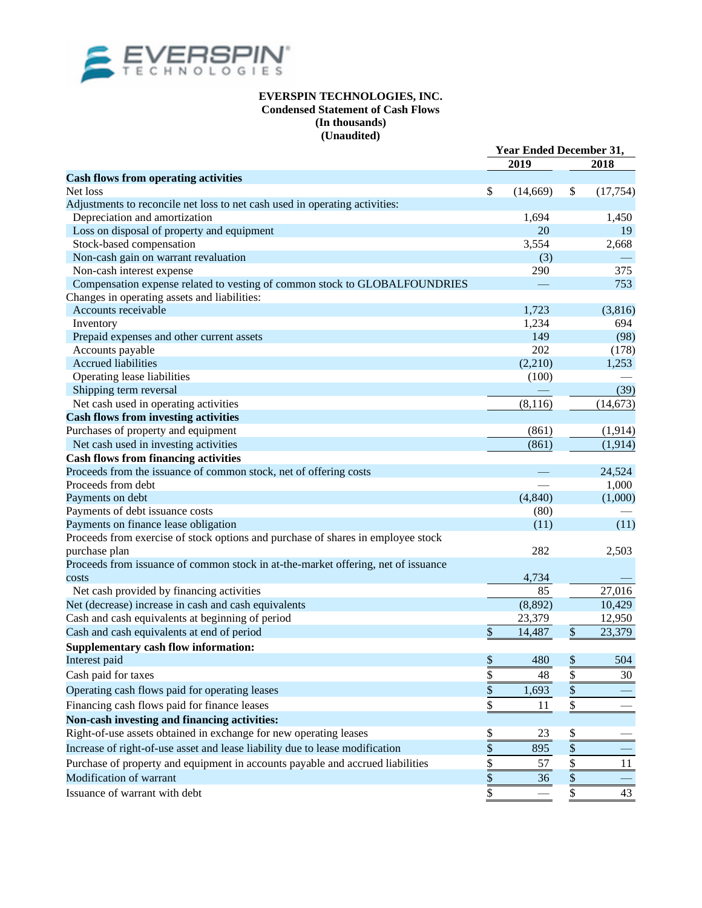**EVERSPIN TECHNOLOGIES, INC.**
**Condensed Statement of Cash Flows**
**(In thousands)**
**(Unaudited)**

| | Year Ended December 31, 2019 | Year Ended December 31, 2018 |
|---|---|---|
| **Cash flows from operating activities** | | |
| Net loss | $ (14,669) | $ (17,754) |
| Adjustments to reconcile net loss to net cash used in operating activities: | | |
| Depreciation and amortization | 1,694 | 1,450 |
| Loss on disposal of property and equipment | 20 | 19 |
| Stock-based compensation | 3,554 | 2,668 |
| Non-cash gain on warrant revaluation | (3) | — |
| Non-cash interest expense | 290 | 375 |
| Compensation expense related to vesting of common stock to GLOBALFOUNDRIES | — | 753 |
| Changes in operating assets and liabilities: | | |
| Accounts receivable | 1,723 | (3,816) |
| Inventory | 1,234 | 694 |
| Prepaid expenses and other current assets | 149 | (98) |
| Accounts payable | 202 | (178) |
| Accrued liabilities | (2,210) | 1,253 |
| Operating lease liabilities | (100) | — |
| Shipping term reversal | — | (39) |
| Net cash used in operating activities | (8,116) | (14,673) |
| **Cash flows from investing activities** | | |
| Purchases of property and equipment | (861) | (1,914) |
| Net cash used in investing activities | (861) | (1,914) |
| **Cash flows from financing activities** | | |
| Proceeds from the issuance of common stock, net of offering costs | — | 24,524 |
| Proceeds from debt | — | 1,000 |
| Payments on debt | (4,840) | (1,000) |
| Payments of debt issuance costs | (80) | — |
| Payments on finance lease obligation | (11) | (11) |
| Proceeds from exercise of stock options and purchase of shares in employee stock purchase plan | 282 | 2,503 |
| Proceeds from issuance of common stock in at-the-market offering, net of issuance costs | 4,734 | — |
| Net cash provided by financing activities | 85 | 27,016 |
| Net (decrease) increase in cash and cash equivalents | (8,892) | 10,429 |
| Cash and cash equivalents at beginning of period | 23,379 | 12,950 |
| Cash and cash equivalents at end of period | $ 14,487 | $ 23,379 |
| **Supplementary cash flow information:** | | |
| Interest paid | $ 480 | $ 504 |
| Cash paid for taxes | $ 48 | $ 30 |
| Operating cash flows paid for operating leases | $ 1,693 | $ — |
| Financing cash flows paid for finance leases | $ 11 | $ — |
| **Non-cash investing and financing activities:** | | |
| Right-of-use assets obtained in exchange for new operating leases | $ 23 | $ — |
| Increase of right-of-use asset and lease liability due to lease modification | $ 895 | $ — |
| Purchase of property and equipment in accounts payable and accrued liabilities | $ 57 | $ 11 |
| Modification of warrant | $ 36 | $ — |
| Issuance of warrant with debt | $ — | $ 43 |